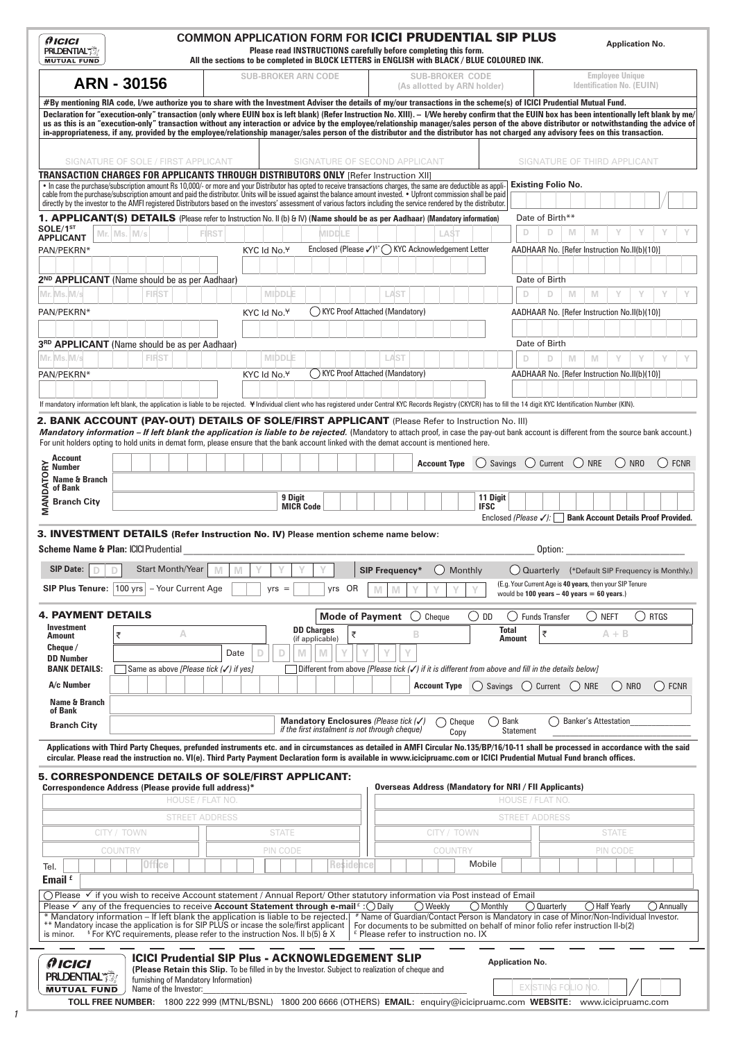ICICI PRUDENTIAL MUTUAL FUND

# COMMON APPLICATION FORM FOR ICICI PRUDENTIAL SIP PLUS

**Please read INSTRUCTIONS carefully before completing this form.**
**All the sections to be completed in BLOCK LETTERS in ENGLISH with BLACK / BLUE COLOURED INK.**

Application No.

| ARN - 30156 | SUB-BROKER ARN CODE | SUB-BROKER CODE (As allotted by ARN holder) | Employee Unique Identification No. (EUIN) |
|---|---|---|---|
| | | | |

**#By mentioning RIA code, I/we authorize you to share with the Investment Adviser the details of my/our transactions in the scheme(s) of ICICI Prudential Mutual Fund.**

**Declaration for "execution-only" transaction (only where EUIN box is left blank) (Refer Instruction No. XIII). – I/We hereby confirm that the EUIN box has been intentionally left blank by me/us as this is an "execution-only" transaction without any interaction or advice by the employee/relationship manager/sales person of the above distributor or notwithstanding the advice of in-appropriateness, if any, provided by the employee/relationship manager/sales person of the distributor and the distributor has not charged any advisory fees on this transaction.**

| SIGNATURE OF SOLE / FIRST APPLICANT | SIGNATURE OF SECOND APPLICANT | SIGNATURE OF THIRD APPLICANT |
|---|---|---|
| | | |

**TRANSACTION CHARGES FOR APPLICANTS THROUGH DISTRIBUTORS ONLY** [Refer Instruction XII]

- In case the purchase/subscription amount Rs 10,000/- or more and your Distributor has opted to receive transactions charges, the same are deductible as applicable from the purchase/subscription amount and paid the distributor. Units will be issued against the balance amount invested. • Upfront commission shall be paid directly by the investor to the AMFI registered Distributors based on the investors' assessment of various factors including the service rendered by the distributor.

Existing Folio No.

## 1. APPLICANT(S) DETAILS (Please refer to Instruction No. II (b) & IV) (Name should be as per Aadhaar) (Mandatory information)

SOLE/1ST APPLICANT Mr. Ms. M/s FIRST MIDDLE LAST

Date of Birth** D D M M Y Y Y Y

PAN/PEKRN* KYC Id No.¥ Enclosed (Please ✓)$ ◯ KYC Acknowledgement Letter AADHAAR No. [Refer Instruction No.II(b)(10)]

**2ND APPLICANT** (Name should be as per Aadhaar)

Mr. Ms. M/s FIRST MIDDLE LAST Date of Birth D D M M Y Y Y Y

PAN/PEKRN* KYC Id No.¥ ◯ KYC Proof Attached (Mandatory) AADHAAR No. [Refer Instruction No.II(b)(10)]

**3RD APPLICANT** (Name should be as per Aadhaar)

Mr. Ms. M/s FIRST MIDDLE LAST Date of Birth D D M M Y Y Y Y

PAN/PEKRN* KYC Id No.¥ ◯ KYC Proof Attached (Mandatory) AADHAAR No. [Refer Instruction No.II(b)(10)]

If mandatory information left blank, the application is liable to be rejected. ¥ Individual client who has registered under Central KYC Records Registry (CKYCR) has to fill the 14 digit KYC Identification Number (KIN).

## 2. BANK ACCOUNT (PAY-OUT) DETAILS OF SOLE/FIRST APPLICANT (Please Refer to Instruction No. III)

***Mandatory information – If left blank the application is liable to be rejected.*** (Mandatory to attach proof, in case the pay-out bank account is different from the source bank account.) For unit holders opting to hold units in demat form, please ensure that the bank account linked with the demat account is mentioned here.

MANDATORY

| | |
|---|---|
| Account Number | Account Type ◯ Savings ◯ Current ◯ NRE ◯ NRO ◯ FCNR |
| Name & Branch of Bank | |
| Branch City | 9 Digit MICR Code / 11 Digit IFSC |

Enclosed *(Please ✓)*: ☐ **Bank Account Details Proof Provided.**

## 3. INVESTMENT DETAILS (Refer Instruction No. IV) Please mention scheme name below:

**Scheme Name & Plan:** ICICI Prudential ____________________ Option: ____________

**SIP Date:** D D Start Month/Year M M Y Y Y Y **SIP Frequency*** ◯ Monthly ◯ Quarterly (*Default SIP Frequency is Monthly.)

**SIP Plus Tenure:** 100 yrs – Your Current Age ____ yrs = ____ yrs OR M M Y Y Y Y

(E.g. Your Current Age is **40 years**, then your SIP Tenure would be **100 years – 40 years = 60 years**.)

## 4. PAYMENT DETAILS

**Mode of Payment** ◯ Cheque ◯ DD ◯ Funds Transfer ◯ NEFT ◯ RTGS

| | | | | | |
|---|---|---|---|---|---|
| Investment Amount | ₹ A | DD Charges (if applicable) | ₹ B | Total Amount | ₹ A + B |
| Cheque / DD Number | | Date | D D M M Y Y Y Y | | |

**BANK DETAILS:** ☐ Same as above *[Please tick (✓) if yes]* ☐ Different from above *[Please tick (✓) if it is different from above and fill in the details below]*

| | |
|---|---|
| A/c Number | Account Type ◯ Savings ◯ Current ◯ NRE ◯ NRO ◯ FCNR |
| Name & Branch of Bank | |
| Branch City | **Mandatory Enclosures** *(Please tick (✓) if the first instalment is not through cheque)* ◯ Cheque Copy ◯ Bank Statement ◯ Banker's Attestation |

**Applications with Third Party Cheques, prefunded instruments etc. and in circumstances as detailed in AMFI Circular No.135/BP/16/10-11 shall be processed in accordance with the said circular. Please read the instruction no. VI(e). Third Party Payment Declaration form is available in www.icicipruamc.com or ICICI Prudential Mutual Fund branch offices.**

## 5. CORRESPONDENCE DETAILS OF SOLE/FIRST APPLICANT:

| Correspondence Address (Please provide full address)* | | Overseas Address (Mandatory for NRI / FII Applicants) | |
|---|---|---|---|
| HOUSE / FLAT NO. | | HOUSE / FLAT NO. | |
| STREET ADDRESS | | STREET ADDRESS | |
| CITY / TOWN | STATE | CITY / TOWN | STATE |
| COUNTRY | PIN CODE | COUNTRY | PIN CODE |

Tel. Office Residence Mobile

Email £

◯ Please ✓ if you wish to receive Account statement / Annual Report/ Other statutory information via Post instead of Email

Please ✓ any of the frequencies to receive **Account Statement through e-mail** £ : ◯ Daily ◯ Weekly ◯ Monthly ◯ Quarterly ◯ Half Yearly ◯ Annually

\* Mandatory information – If left blank the application is liable to be rejected.
\*\* Mandatory incase the application is for SIP PLUS or incase the sole/first applicant is minor. $ For KYC requirements, please refer to the instruction Nos. II b(5) & X

\# Name of Guardian/Contact Person is Mandatory in case of Minor/Non-Individual Investor. For documents to be submitted on behalf of minor folio refer instruction II-b(2)
£ Please refer to instruction no. IX

---

ICICI PRUDENTIAL MUTUAL FUND

## ICICI Prudential SIP Plus - ACKNOWLEDGEMENT SLIP

**(Please Retain this Slip.** To be filled in by the Investor. Subject to realization of cheque and furnishing of Mandatory Information)

Application No.

Name of the Investor: ____________________ EXISTING FOLIO NO.

**TOLL FREE NUMBER:** 1800 222 999 (MTNL/BSNL) 1800 200 6666 (OTHERS) **EMAIL:** enquiry@icicipruamc.com **WEBSITE:** www.icicipruamc.com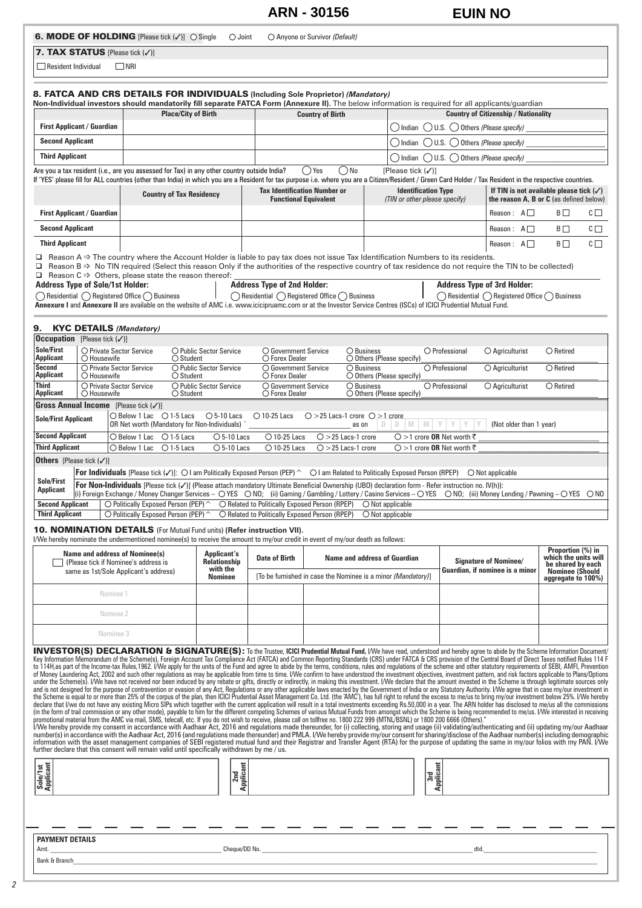ARN - 30156 | EUIN NO

**6. MODE OF HOLDING** [Please tick (✓)] ◯ Single ◯ Joint ◯ Anyone or Survivor *(Default)*

**7. TAX STATUS** [Please tick (✓)]

☐ Resident Individual ☐ NRI

## 8. FATCA AND CRS DETAILS FOR INDIVIDUALS (Including Sole Proprietor) *(Mandatory)*

**Non-Individual investors should mandatorily fill separate FATCA Form (Annexure II).** The below information is required for all applicants/guardian

| | Place/City of Birth | Country of Birth | Country of Citizenship / Nationality |
|---|---|---|---|
| First Applicant / Guardian | | | ◯ Indian ◯ U.S. ◯ Others *(Please specify)* |
| Second Applicant | | | ◯ Indian ◯ U.S. ◯ Others *(Please specify)* |
| Third Applicant | | | ◯ Indian ◯ U.S. ◯ Others *(Please specify)* |

Are you a tax resident (i.e., are you assessed for Tax) in any other country outside India? ◯ Yes ◯ No [Please tick (✓)]

If 'YES' please fill for ALL countries (other than India) in which you are a Resident for tax purpose i.e. where you are a Citizen/Resident / Green Card Holder / Tax Resident in the respective countries.

| | Country of Tax Residency | Tax Identification Number or Functional Equivalent | Identification Type *(TIN or other please specify)* | If TIN is not available please tick (✓) the reason A, B or C (as defined below) |
|---|---|---|---|---|
| First Applicant / Guardian | | | | Reason : A☐ B☐ C☐ |
| Second Applicant | | | | Reason : A☐ B☐ C☐ |
| Third Applicant | | | | Reason : A☐ B☐ C☐ |

- ☐ Reason A ⇒ The country where the Account Holder is liable to pay tax does not issue Tax Identification Numbers to its residents.
- ☐ Reason B ⇒ No TIN required (Select this reason Only if the authorities of the respective country of tax residence do not require the TIN to be collected)
- ☐ Reason C ⇒ Others, please state the reason thereof: ____

**Address Type of Sole/1st Holder:** ◯ Residential ◯ Registered Office ◯ Business
**Address Type of 2nd Holder:** ◯ Residential ◯ Registered Office ◯ Business
**Address Type of 3rd Holder:** ◯ Residential ◯ Registered Office ◯ Business

**Annexure I** and **Annexure II** are available on the website of AMC i.e. www.icicipruamc.com or at the Investor Service Centres (ISCs) of ICICI Prudential Mutual Fund.

## 9. KYC DETAILS *(Mandatory)*

**Occupation** [Please tick (✓)]

| | |
|---|---|
| Sole/First Applicant | ◯ Private Sector Service ◯ Public Sector Service ◯ Government Service ◯ Business ◯ Professional ◯ Agriculturist ◯ Retired ◯ Housewife ◯ Student ◯ Forex Dealer ◯ Others (Please specify) |
| Second Applicant | ◯ Private Sector Service ◯ Public Sector Service ◯ Government Service ◯ Business ◯ Professional ◯ Agriculturist ◯ Retired ◯ Housewife ◯ Student ◯ Forex Dealer ◯ Others (Please specify) |
| Third Applicant | ◯ Private Sector Service ◯ Public Sector Service ◯ Government Service ◯ Business ◯ Professional ◯ Agriculturist ◯ Retired ◯ Housewife ◯ Student ◯ Forex Dealer ◯ Others (Please specify) |

**Gross Annual Income** [Please tick (✓)]

| | |
|---|---|
| Sole/First Applicant | ◯ Below 1 Lac ◯ 1-5 Lacs ◯ 5-10 Lacs ◯ 10-25 Lacs ◯ >25 Lacs-1 crore ◯ >1 crore OR Net worth (Mandatory for Non-Individuals) ` ____ as on D D M M Y Y Y Y (Not older than 1 year) |
| Second Applicant | ◯ Below 1 Lac ◯ 1-5 Lacs ◯ 5-10 Lacs ◯ 10-25 Lacs ◯ >25 Lacs-1 crore ◯ >1 crore **OR** Net worth ₹ ____ |
| Third Applicant | ◯ Below 1 Lac ◯ 1-5 Lacs ◯ 5-10 Lacs ◯ 10-25 Lacs ◯ >25 Lacs-1 crore ◯ >1 crore **OR** Net worth ₹ ____ |

**Others** [Please tick (✓)]

| | |
|---|---|
| Sole/First Applicant | **For Individuals** [Please tick (✓)]: ◯ I am Politically Exposed Person (PEP) ^ ◯ I am Related to Politically Exposed Person (RPEP) ◯ Not applicable<br>**For Non-Individuals** [Please tick (✓)] (Please attach mandatory Ultimate Beneficial Ownership (UBO) declaration form - Refer instruction no. IV(h)): (i) Foreign Exchange / Money Changer Services – ◯ YES ◯ NO; (ii) Gaming / Gambling / Lottery / Casino Services – ◯ YES ◯ NO; (iii) Money Lending / Pawning – ◯ YES ◯ NO |
| Second Applicant | ◯ Politically Exposed Person (PEP) ^ ◯ Related to Politically Exposed Person (RPEP) ◯ Not applicable |
| Third Applicant | ◯ Politically Exposed Person (PEP) ^ ◯ Related to Politically Exposed Person (RPEP) ◯ Not applicable |

## 10. NOMINATION DETAILS (For Mutual Fund units) (Refer instruction VII).

I/We hereby nominate the undermentioned nominee(s) to receive the amount to my/our credit in event of my/our death as follows:

| Name and address of Nominee(s) ☐ (Please tick if Nominee's address is same as 1st/Sole Applicant's address) | Applicant's Relationship with the Nominee | Date of Birth | Name and address of Guardian [To be furnished in case the Nominee is a minor *(Mandatory)*] | Signature of Nominee/ Guardian, if nominee is a minor | Proportion (%) in which the units will be shared by each Nominee (Should aggregate to 100%) |
|---|---|---|---|---|---|
| Nominee 1 | | | | | |
| Nominee 2 | | | | | |
| Nominee 3 | | | | | |

**INVESTOR(S) DECLARATION & SIGNATURE(S):** To the Trustee, **ICICI Prudential Mutual Fund**, I/We have read, understood and hereby agree to abide by the Scheme Information Document/ Key Information Memorandum of the Scheme(s), Foreign Account Tax Compliance Act (FATCA) and Common Reporting Standards (CRS) under FATCA & CRS provision of the Central Board of Direct Taxes notified Rules 114 F to 114H,as part of the Income-tax Rules,1962. I/We apply for the units of the Fund and agree to abide by the terms, conditions, rules and regulations of the scheme and other statutory requirements of SEBI, AMFI, Prevention of Money Laundering Act, 2002 and such other regulations as may be applicable from time to time. I/We confirm to have understood the investment objectives, investment pattern, and risk factors applicable to Plans/Options under the Scheme(s). I/We have not received nor been induced by any rebate or gifts, directly or indirectly, in making this investment. I/We declare that the amount invested in the Scheme is through legitimate sources only and is not designed for the purpose of contravention or evasion of any Act, Regulations or any other applicable laws enacted by the Government of India or any Statutory Authority. I/We agree that in case my/our investment in the Scheme is equal to or more than 25% of the corpus of the plan, then ICICI Prudential Asset Management Co. Ltd. (the 'AMC'), has full right to refund the excess to me/us to bring my/our investment below 25%. I/We hereby declare that I/we do not have any existing Micro SIPs which together with the current application will result in a total investments exceeding Rs.50,000 in a year. The ARN holder has disclosed to me/us all the commissions (in the form of trail commission or any other mode), payable to him for the different competing Schemes of various Mutual Funds from amongst which the Scheme is being recommended to me/us. I/We interested in receiving promotional material from the AMC via mail, SMS, telecall, etc. If you do not wish to receive, please call on tollfree no. 1800 222 999 (MTNL/BSNL) or 1800 200 6666 (Others)."

I/We hereby provide my consent in accordance with Aadhaar Act, 2016 and regulations made thereunder, for (i) collecting, storing and usage (ii) validating/authenticating and (ii) updating my/our Aadhaar number(s) in accordance with the Aadhaar Act, 2016 (and regulations made thereunder) and PMLA. I/We hereby provide my/our consent for sharing/disclose of the Aadhaar number(s) including demographic information with the asset management companies of SEBI registered mutual fund and their Registrar and Transfer Agent (RTA) for the purpose of updating the same in my/our folios with my PAN. I/We further declare that this consent will remain valid until specifically withdrawn by me / us.

| Sole/1st Applicant | | 2nd Applicant | | 3rd Applicant | |
|---|---|---|---|---|---|

**PAYMENT DETAILS**

Amt. ____ Cheque/DD No. ____ dtd. ____

Bank & Branch ____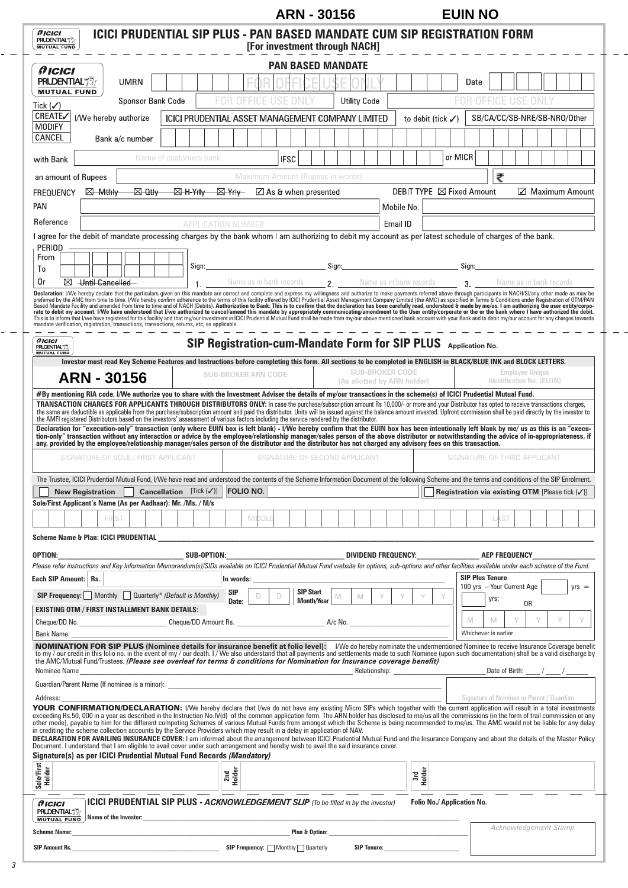**ARN - 30156** **EUIN NO**

# ICICI PRUDENTIAL SIP PLUS - PAN BASED MANDATE CUM SIP REGISTRATION FORM

**[For investment through NACH]**

## PAN BASED MANDATE

UMRN: FOR OFFICE USE ONLY | Date

Tick (✓): CREATE✓ / MODIFY / CANCEL

Sponsor Bank Code: FOR OFFICE USE ONLY | Utility Code: FOR OFFICE USE ONLY

I/We hereby authorize ICICI PRUDENTIAL ASSET MANAGEMENT COMPANY LIMITED to debit (tick ✓) SB/CA/CC/SB-NRE/SB-NRO/Other

Bank a/c number

with Bank: Name of customers bank | IFSC | or MICR

an amount of Rupees: Maximum Amount (Rupees in words) | ₹

FREQUENCY ☒ ~~Mthly~~ ☒ ~~Qtly~~ ☒ ~~H-Yrly~~ ☒ ~~Yrly~~ ☑ As & when presented | DEBIT TYPE ☒ Fixed Amount ☑ Maximum Amount

PAN | Mobile No.

Reference: APPLICATION NUMBER | Email ID

I agree for the debit of mandate processing charges by the bank whom I am authorizing to debit my account as per latest schedule of charges of the bank.

PERIOD
From
To
Or ☒ ~~Until Cancelled~~

Sign: 1. Name as in bank records | Sign: 2. Name as in bank records | Sign: 3. Name as in bank records

**Declaration:** I/We hereby declare that the particulars given on this mandate are correct and complete and express my willingness and authorize to make payments referred above through participants in NACH/SI/any other mode as may be preferred by the AMC from time to time. I/We hereby confirm adherence to the terms of this facility offered by ICICI Prudential Asset Management Company Limited (the AMC) as specified in Terms & Conditions under Registration of OTM/PAN Based Mandate Facility and amended from time to time and of NACH (Debits). **Authorization to Bank: This is to confirm that the declaration has been carefully read, understood & made by me/us. I am authorizing the user entity/corporate to debit my account. I/We have understood that I/we authorized to cancel/amend this mandate by appropriately communicating/amendment to the User entity/corporate or the or the bank where I have authorized the debit.** This is to inform that I/we have registered for this facility and that my/our investment in ICICI Prudential Mutual Fund shall be made from my/our above mentioned bank account with your Bank and to debit my/our account for any charges towards mandate verification, registration, transactions, transactions, returns, etc, as applicable.

## SIP Registration-cum-Mandate Form for SIP PLUS

Application No.

**Investor must read Key Scheme Features and Instructions before completing this form. All sections to be completed in ENGLISH in BLACK/BLUE INK and BLOCK LETTERS.**

| ARN - 30156 | SUB-BROKER ARN CODE | SUB-BROKER CODE (As allotted by ARN holder) | Employee Unique Identification No. (EUIN) |
|---|---|---|---|

**#By mentioning RIA code, I/We authorize you to share with the Investment Adviser the details of my/our transactions in the scheme(s) of ICICI Prudential Mutual Fund.**

**TRANSACTION CHARGES FOR APPLICANTS THROUGH DISTRIBUTORS ONLY:** In case the purchase/subscription amount Rs 10,000/- or more and your Distributor has opted to receive transactions charges, the same are deductible as applicable from the purchase/subscription amount and paid the distributor. Units will be issued against the balance amount invested. Upfront commission shall be paid directly by the investor to the AMFI registered Distributors based on the investors' assessment of various factors including the service rendered by the distributor.

**Declaration for "execution-only" transaction (only where EUIN box is left blank) - I/We hereby confirm that the EUIN box has been intentionally left blank by me/ us as this is an "execution-only" transaction without any interaction or advice by the employee/relationship manager/sales person of the above distributor or notwithstanding the advice of in-appropriateness, if any, provided by the employee/relationship manager/sales person of the distributor and the distributor has not charged any advisory fees on this transaction.**

| SIGNATURE OF SOLE / FIRST APPLICANT | SIGNATURE OF SECOND APPLICANT | SIGNATURE OF THIRD APPLICANT |
|---|---|---|

The Trustee, ICICI Prudential Mutual Fund, I/We have read and understood the contents of the Scheme Information Document of the following Scheme and the terms and conditions of the SIP Enrolment.

☐ **New Registration** ☐ **Cancellation** [Tick (✓)] **FOLIO NO.** ☐ **Registration via existing OTM** [Please tick (✓)]

**Sole/First Applicant's Name (As per Aadhaar): Mr. /Ms. / M/s**

FIRST | MIDDLE | LAST

**Scheme Name & Plan: ICICI PRUDENTIAL** ______

**OPTION:** ______ **SUB-OPTION:** ______ **DIVIDEND FREQUENCY:** ______ **AEP FREQUENCY** ______

*Please refer instructions and Key Information Memorandum(s)/SIDs available on ICICI Prudential Mutual Fund website for options, sub-options and other facilities available under each scheme of the Fund.*

**Each SIP Amount: Rs.** ______ **In words:** ______

**SIP Frequency:** ☐ Monthly ☐ Quarterly* *(Default is Monthly)* | **SIP Date:** D D | **SIP Start Month/Year** M M Y Y Y Y

**SIP Plus Tenure**
100 yrs – Your Current Age ____ yrs = ____ yrs; OR M M Y Y Y Y
Whichever is earlier

**EXISTING OTM / FIRST INSTALLMENT BANK DETAILS:**

Cheque/DD No.______ Cheque/DD Amount Rs. ______ A/c No. ______

Bank Name: ______

**NOMINATION FOR SIP PLUS (Nominee details for insurance benefit at folio level):** I/We do hereby nominate the undermentioned Nominee to receive Insurance Coverage benefit to my / our credit in this folio no. in the event of my / our death. I / We also understand that all payments and settlements made to such Nominee (upon such documentation) shall be a valid discharge by the AMC/Mutual Fund/Trustees. ***(Please see overleaf for terms & conditions for Nomination for Insurance coverage benefit)***

Nominee Name ______ Relationship: ______ Date of Birth: ____ / ____ / ______

Guardian/Parent Name (If nominee is a minor): ______

Address: ______

Signature of Nominee or Parent / Guardian

**YOUR CONFIRMATION/DECLARATION:** I/We hereby declare that I/we do not have any existing Micro SIPs which together with the current application will result in a total investments exceeding Rs.50, 000 in a year as described in the Instruction No.IV(d) of the common application form. The ARN holder has disclosed to me/us all the commissions (in the form of trail commission or any other mode), payable to him for the different competing Schemes of various Mutual Funds from amongst which the Scheme is being recommended to me/us. The AMC would not be liable for any delay in crediting the scheme collection accounts by the Service Providers which may result in a delay in application of NAV.

**DECLARATION FOR AVAILING INSURANCE COVER:** I am informed about the arrangement between ICICI Prudential Mutual Fund and the Insurance Company and about the details of the Master Policy Document. I understand that I am eligible to avail cover under such arrangement and hereby wish to avail the said insurance cover.

**Signature(s) as per ICICI Prudential Mutual Fund Records *(Mandatory)***

| Sole/First Holder | 2nd Holder | 3rd Holder |
|---|---|---|
| | | |

## ICICI PRUDENTIAL SIP PLUS - *ACKNOWLEDGEMENT SLIP* *(To be filled in by the investor)*

**Folio No./ Application No.**

**Name of the Investor:** ______

**Scheme Name:** ______ **Plan & Option:** ______

*Acknowledgement Stamp*

**SIP Amount Rs.** ______ **SIP Frequency:** ☐ Monthly ☐ Quarterly **SIP Tenure:** ______